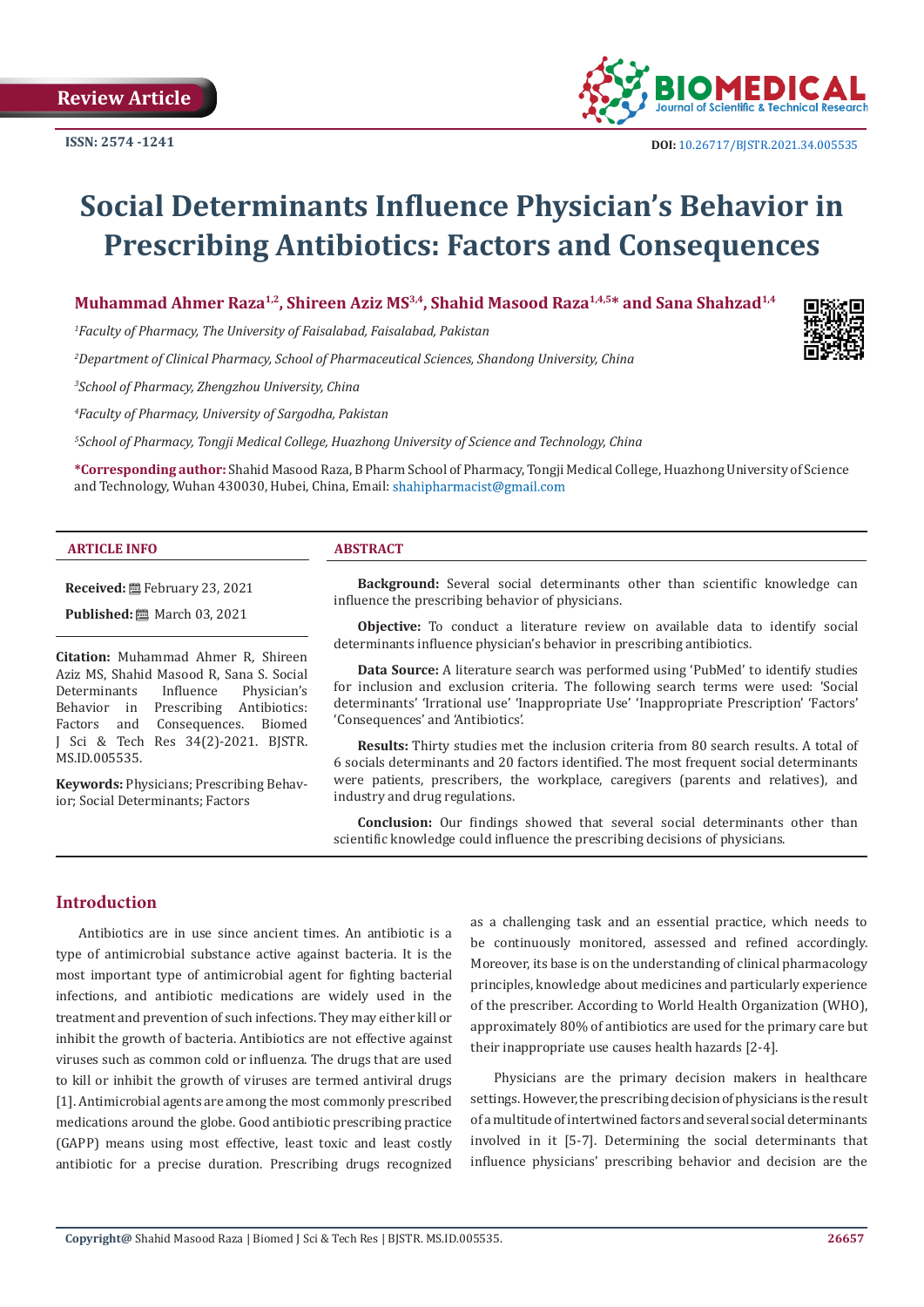Review Article

ISSN: 2574 -1241

DOI: 10.26717/BJSTR.2021.34.005535

# Social Determinants Influence Physician's Behavior in Prescribing Antibiotics: Factors and Consequences

**Muhammad Ahmer Raza[1,2], Shireen Aziz MS[3,4], Shahid Masood Raza[1,4,5]* and Sana Shahzad[1,4]**

[1]*Faculty of Pharmacy, The University of Faisalabad, Faisalabad, Pakistan*

[2]*Department of Clinical Pharmacy, School of Pharmaceutical Sciences, Shandong University, China*

[3]*School of Pharmacy, Zhengzhou University, China*

[4]*Faculty of Pharmacy, University of Sargodha, Pakistan*

[5]*School of Pharmacy, Tongji Medical College, Huazhong University of Science and Technology, China*

**\*Corresponding author:** Shahid Masood Raza, B Pharm School of Pharmacy, Tongji Medical College, Huazhong University of Science and Technology, Wuhan 430030, Hubei, China, Email: shahipharmacist@gmail.com

**ARTICLE INFO**

**Received:** February 23, 2021

**Published:** March 03, 2021

**Citation:** Muhammad Ahmer R, Shireen Aziz MS, Shahid Masood R, Sana S. Social Determinants Influence Physician's Behavior in Prescribing Antibiotics: Factors and Consequences. Biomed J Sci & Tech Res 34(2)-2021. BJSTR. MS.ID.005535.

**Keywords:** Physicians; Prescribing Behavior; Social Determinants; Factors

**ABSTRACT**

**Background:** Several social determinants other than scientific knowledge can influence the prescribing behavior of physicians.

**Objective:** To conduct a literature review on available data to identify social determinants influence physician's behavior in prescribing antibiotics.

**Data Source:** A literature search was performed using 'PubMed' to identify studies for inclusion and exclusion criteria. The following search terms were used: 'Social determinants' 'Irrational use' 'Inappropriate Use' 'Inappropriate Prescription' 'Factors' 'Consequences' and 'Antibiotics'.

**Results:** Thirty studies met the inclusion criteria from 80 search results. A total of 6 socials determinants and 20 factors identified. The most frequent social determinants were patients, prescribers, the workplace, caregivers (parents and relatives), and industry and drug regulations.

**Conclusion:** Our findings showed that several social determinants other than scientific knowledge could influence the prescribing decisions of physicians.

## Introduction

Antibiotics are in use since ancient times. An antibiotic is a type of antimicrobial substance active against bacteria. It is the most important type of antimicrobial agent for fighting bacterial infections, and antibiotic medications are widely used in the treatment and prevention of such infections. They may either kill or inhibit the growth of bacteria. Antibiotics are not effective against viruses such as common cold or influenza. The drugs that are used to kill or inhibit the growth of viruses are termed antiviral drugs [1]. Antimicrobial agents are among the most commonly prescribed medications around the globe. Good antibiotic prescribing practice (GAPP) means using most effective, least toxic and least costly antibiotic for a precise duration. Prescribing drugs recognized as a challenging task and an essential practice, which needs to be continuously monitored, assessed and refined accordingly. Moreover, its base is on the understanding of clinical pharmacology principles, knowledge about medicines and particularly experience of the prescriber. According to World Health Organization (WHO), approximately 80% of antibiotics are used for the primary care but their inappropriate use causes health hazards [2-4].

Physicians are the primary decision makers in healthcare settings. However, the prescribing decision of physicians is the result of a multitude of intertwined factors and several social determinants involved in it [5-7]. Determining the social determinants that influence physicians' prescribing behavior and decision are the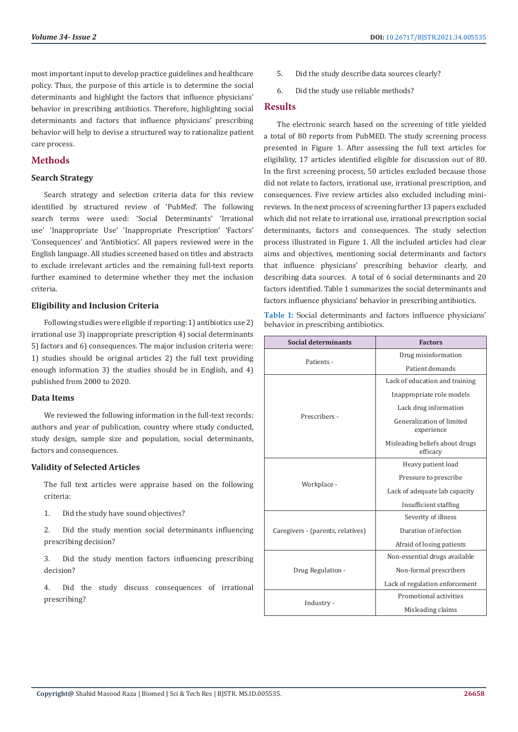most important input to develop practice guidelines and healthcare policy. Thus, the purpose of this article is to determine the social determinants and highlight the factors that influence physicians' behavior in prescribing antibiotics. Therefore, highlighting social determinants and factors that influence physicians' prescribing behavior will help to devise a structured way to rationalize patient care process.

## Methods

### Search Strategy

Search strategy and selection criteria data for this review identified by structured review of 'PubMed'. The following search terms were used: 'Social Determinants' 'Irrational use' 'Inappropriate Use' 'Inappropriate Prescription' 'Factors' 'Consequences' and 'Antibiotics'. All papers reviewed were in the English language. All studies screened based on titles and abstracts to exclude irrelevant articles and the remaining full-text reports further examined to determine whether they met the inclusion criteria.

### Eligibility and Inclusion Criteria

Following studies were eligible if reporting: 1) antibiotics use 2) irrational use 3) inappropriate prescription 4) social determinants 5) factors and 6) consequences. The major inclusion criteria were: 1) studies should be original articles 2) the full text providing enough information 3) the studies should be in English, and 4) published from 2000 to 2020.

### Data Items

We reviewed the following information in the full-text records: authors and year of publication, country where study conducted, study design, sample size and population, social determinants, factors and consequences.

### Validity of Selected Articles

The full text articles were appraise based on the following criteria:

1. Did the study have sound objectives?
2. Did the study mention social determinants influencing prescribing decision?
3. Did the study mention factors influencing prescribing decision?
4. Did the study discuss consequences of irrational prescribing?
5. Did the study describe data sources clearly?
6. Did the study use reliable methods?

## Results

The electronic search based on the screening of title yielded a total of 80 reports from PubMED. The study screening process presented in Figure 1. After assessing the full text articles for eligibility, 17 articles identified eligible for discussion out of 80. In the first screening process, 50 articles excluded because those did not relate to factors, irrational use, irrational prescription, and consequences. Five review articles also excluded including mini-reviews. In the next process of screening further 13 papers excluded which did not relate to irrational use, irrational prescription social determinants, factors and consequences. The study selection process illustrated in Figure 1. All the included articles had clear aims and objectives, mentioning social determinants and factors that influence physicians' prescribing behavior clearly, and describing data sources. A total of 6 social determinants and 20 factors identified. Table 1 summarizes the social determinants and factors influence physicians' behavior in prescribing antibiotics.

**Table 1:** Social determinants and factors influence physicians' behavior in prescribing antibiotics.

| Social determinants | Factors |
|---|---|
| Patients - | Drug misinformation |
| | Patient demands |
| Prescribers - | Lack of education and training |
| | Inappropriate role models |
| | Lack drug information |
| | Generalization of limited experience |
| | Misleading beliefs about drugs efficacy |
| Workplace - | Heavy patient load |
| | Pressure to prescribe |
| | Lack of adequate lab capacity |
| | Insufficient staffing |
| Caregivers - (parents, relatives) | Severity of illness |
| | Duration of infection |
| | Afraid of losing patients |
| Drug Regulation - | Non-essential drugs available |
| | Non-formal prescribers |
| | Lack of regulation enforcement |
| Industry - | Promotional activities |
| | Misleading claims |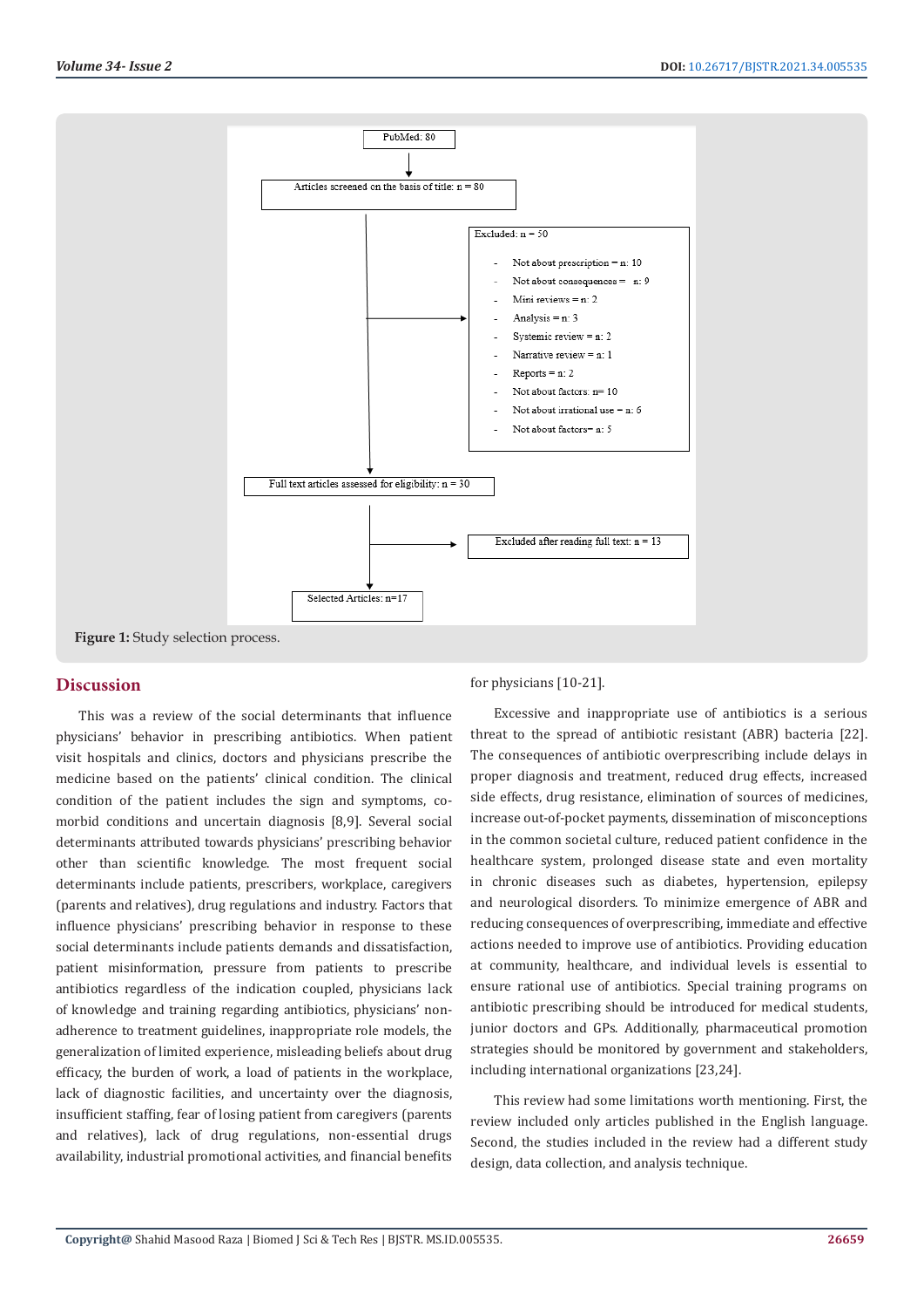PubMed: 80

Articles screened on the basis of title: n = 80

Excluded: n = 50

- Not about prescription = n: 10
- Not about consequences = n: 9
- Mini reviews = n: 2
- Analysis = n: 3
- Systemic review = n: 2
- Narrative review = n: 1
- Reports = n: 2
- Not about factors: n= 10
- Not about irrational use = n: 6
- Not about factors= n: 5

Full text articles assessed for eligibility: n = 30

Excluded after reading full text: n = 13

Selected Articles: n=17

**Figure 1:** Study selection process.

## Discussion

This was a review of the social determinants that influence physicians' behavior in prescribing antibiotics. When patient visit hospitals and clinics, doctors and physicians prescribe the medicine based on the patients' clinical condition. The clinical condition of the patient includes the sign and symptoms, co-morbid conditions and uncertain diagnosis [8,9]. Several social determinants attributed towards physicians' prescribing behavior other than scientific knowledge. The most frequent social determinants include patients, prescribers, workplace, caregivers (parents and relatives), drug regulations and industry. Factors that influence physicians' prescribing behavior in response to these social determinants include patients demands and dissatisfaction, patient misinformation, pressure from patients to prescribe antibiotics regardless of the indication coupled, physicians lack of knowledge and training regarding antibiotics, physicians' non-adherence to treatment guidelines, inappropriate role models, the generalization of limited experience, misleading beliefs about drug efficacy, the burden of work, a load of patients in the workplace, lack of diagnostic facilities, and uncertainty over the diagnosis, insufficient staffing, fear of losing patient from caregivers (parents and relatives), lack of drug regulations, non-essential drugs availability, industrial promotional activities, and financial benefits for physicians [10-21].

Excessive and inappropriate use of antibiotics is a serious threat to the spread of antibiotic resistant (ABR) bacteria [22]. The consequences of antibiotic overprescribing include delays in proper diagnosis and treatment, reduced drug effects, increased side effects, drug resistance, elimination of sources of medicines, increase out-of-pocket payments, dissemination of misconceptions in the common societal culture, reduced patient confidence in the healthcare system, prolonged disease state and even mortality in chronic diseases such as diabetes, hypertension, epilepsy and neurological disorders. To minimize emergence of ABR and reducing consequences of overprescribing, immediate and effective actions needed to improve use of antibiotics. Providing education at community, healthcare, and individual levels is essential to ensure rational use of antibiotics. Special training programs on antibiotic prescribing should be introduced for medical students, junior doctors and GPs. Additionally, pharmaceutical promotion strategies should be monitored by government and stakeholders, including international organizations [23,24].

This review had some limitations worth mentioning. First, the review included only articles published in the English language. Second, the studies included in the review had a different study design, data collection, and analysis technique.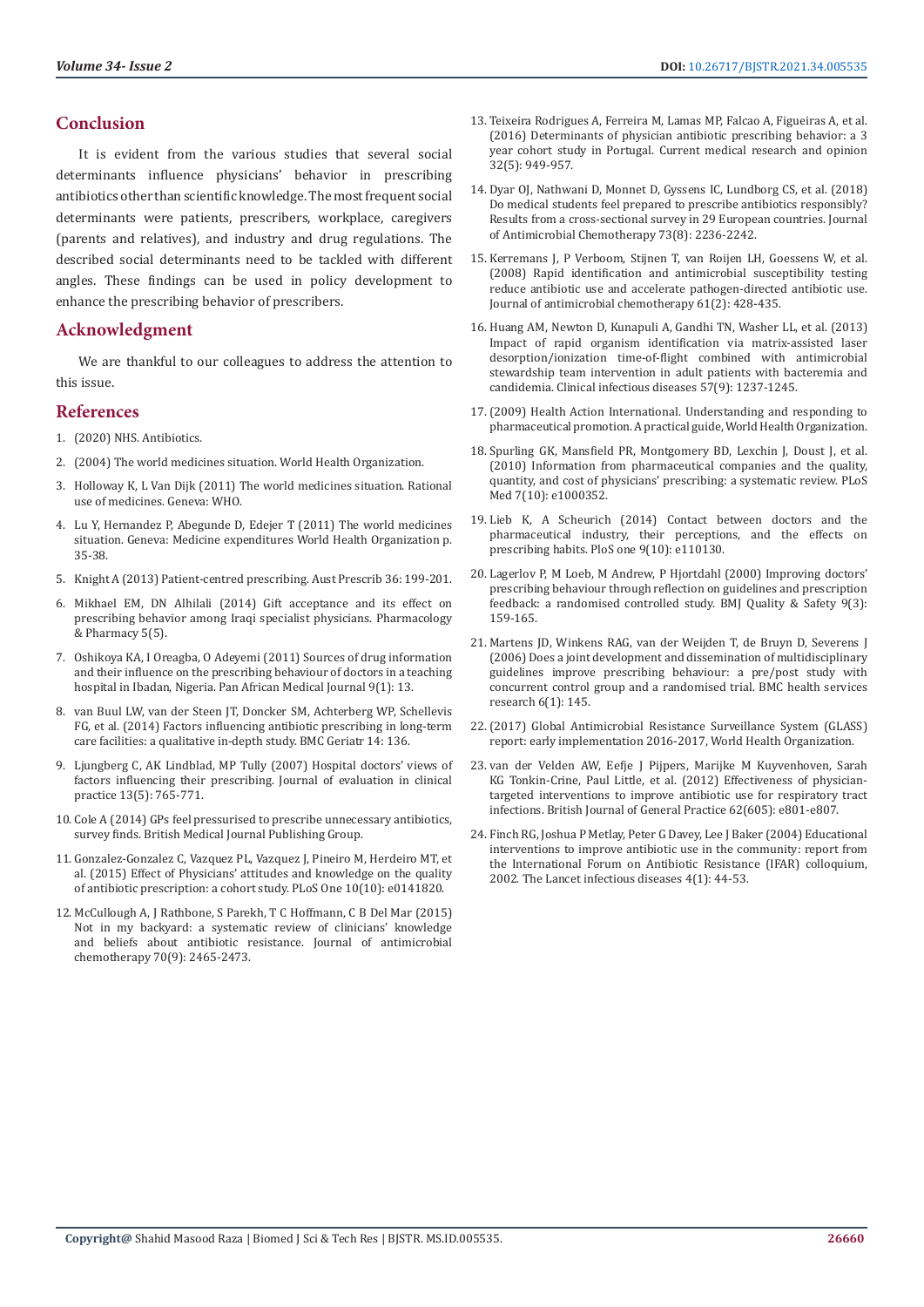## Conclusion

It is evident from the various studies that several social determinants influence physicians' behavior in prescribing antibiotics other than scientific knowledge. The most frequent social determinants were patients, prescribers, workplace, caregivers (parents and relatives), and industry and drug regulations. The described social determinants need to be tackled with different angles. These findings can be used in policy development to enhance the prescribing behavior of prescribers.

## Acknowledgment

We are thankful to our colleagues to address the attention to this issue.

## References

1. (2020) NHS. Antibiotics.
2. (2004) The world medicines situation. World Health Organization.
3. Holloway K, L Van Dijk (2011) The world medicines situation. Rational use of medicines. Geneva: WHO.
4. Lu Y, Hernandez P, Abegunde D, Edejer T (2011) The world medicines situation. Geneva: Medicine expenditures World Health Organization p. 35-38.
5. Knight A (2013) Patient-centred prescribing. Aust Prescrib 36: 199-201.
6. Mikhael EM, DN Alhilali (2014) Gift acceptance and its effect on prescribing behavior among Iraqi specialist physicians. Pharmacology & Pharmacy 5(5).
7. Oshikoya KA, I Oreagba, O Adeyemi (2011) Sources of drug information and their influence on the prescribing behaviour of doctors in a teaching hospital in Ibadan, Nigeria. Pan African Medical Journal 9(1): 13.
8. van Buul LW, van der Steen JT, Doncker SM, Achterberg WP, Schellevis FG, et al. (2014) Factors influencing antibiotic prescribing in long-term care facilities: a qualitative in-depth study. BMC Geriatr 14: 136.
9. Ljungberg C, AK Lindblad, MP Tully (2007) Hospital doctors' views of factors influencing their prescribing. Journal of evaluation in clinical practice 13(5): 765-771.
10. Cole A (2014) GPs feel pressurised to prescribe unnecessary antibiotics, survey finds. British Medical Journal Publishing Group.
11. Gonzalez-Gonzalez C, Vazquez PL, Vazquez J, Pineiro M, Herdeiro MT, et al. (2015) Effect of Physicians' attitudes and knowledge on the quality of antibiotic prescription: a cohort study. PLoS One 10(10): e0141820.
12. McCullough A, J Rathbone, S Parekh, T C Hoffmann, C B Del Mar (2015) Not in my backyard: a systematic review of clinicians' knowledge and beliefs about antibiotic resistance. Journal of antimicrobial chemotherapy 70(9): 2465-2473.
13. Teixeira Rodrigues A, Ferreira M, Lamas MP, Falcao A, Figueiras A, et al. (2016) Determinants of physician antibiotic prescribing behavior: a 3 year cohort study in Portugal. Current medical research and opinion 32(5): 949-957.
14. Dyar OJ, Nathwani D, Monnet D, Gyssens IC, Lundborg CS, et al. (2018) Do medical students feel prepared to prescribe antibiotics responsibly? Results from a cross-sectional survey in 29 European countries. Journal of Antimicrobial Chemotherapy 73(8): 2236-2242.
15. Kerremans J, P Verboom, Stijnen T, van Roijen LH, Goessens W, et al. (2008) Rapid identification and antimicrobial susceptibility testing reduce antibiotic use and accelerate pathogen-directed antibiotic use. Journal of antimicrobial chemotherapy 61(2): 428-435.
16. Huang AM, Newton D, Kunapuli A, Gandhi TN, Washer LL, et al. (2013) Impact of rapid organism identification via matrix-assisted laser desorption/ionization time-of-flight combined with antimicrobial stewardship team intervention in adult patients with bacteremia and candidemia. Clinical infectious diseases 57(9): 1237-1245.
17. (2009) Health Action International. Understanding and responding to pharmaceutical promotion. A practical guide, World Health Organization.
18. Spurling GK, Mansfield PR, Montgomery BD, Lexchin J, Doust J, et al. (2010) Information from pharmaceutical companies and the quality, quantity, and cost of physicians' prescribing: a systematic review. PLoS Med 7(10): e1000352.
19. Lieb K, A Scheurich (2014) Contact between doctors and the pharmaceutical industry, their perceptions, and the effects on prescribing habits. PloS one 9(10): e110130.
20. Lagerlov P, M Loeb, M Andrew, P Hjortdahl (2000) Improving doctors' prescribing behaviour through reflection on guidelines and prescription feedback: a randomised controlled study. BMJ Quality & Safety 9(3): 159-165.
21. Martens JD, Winkens RAG, van der Weijden T, de Bruyn D, Severens J (2006) Does a joint development and dissemination of multidisciplinary guidelines improve prescribing behaviour: a pre/post study with concurrent control group and a randomised trial. BMC health services research 6(1): 145.
22. (2017) Global Antimicrobial Resistance Surveillance System (GLASS) report: early implementation 2016-2017, World Health Organization.
23. van der Velden AW, Eefje J Pijpers, Marijke M Kuyvenhoven, Sarah KG Tonkin-Crine, Paul Little, et al. (2012) Effectiveness of physician-targeted interventions to improve antibiotic use for respiratory tract infections. British Journal of General Practice 62(605): e801-e807.
24. Finch RG, Joshua P Metlay, Peter G Davey, Lee J Baker (2004) Educational interventions to improve antibiotic use in the community: report from the International Forum on Antibiotic Resistance (IFAR) colloquium, 2002. The Lancet infectious diseases 4(1): 44-53.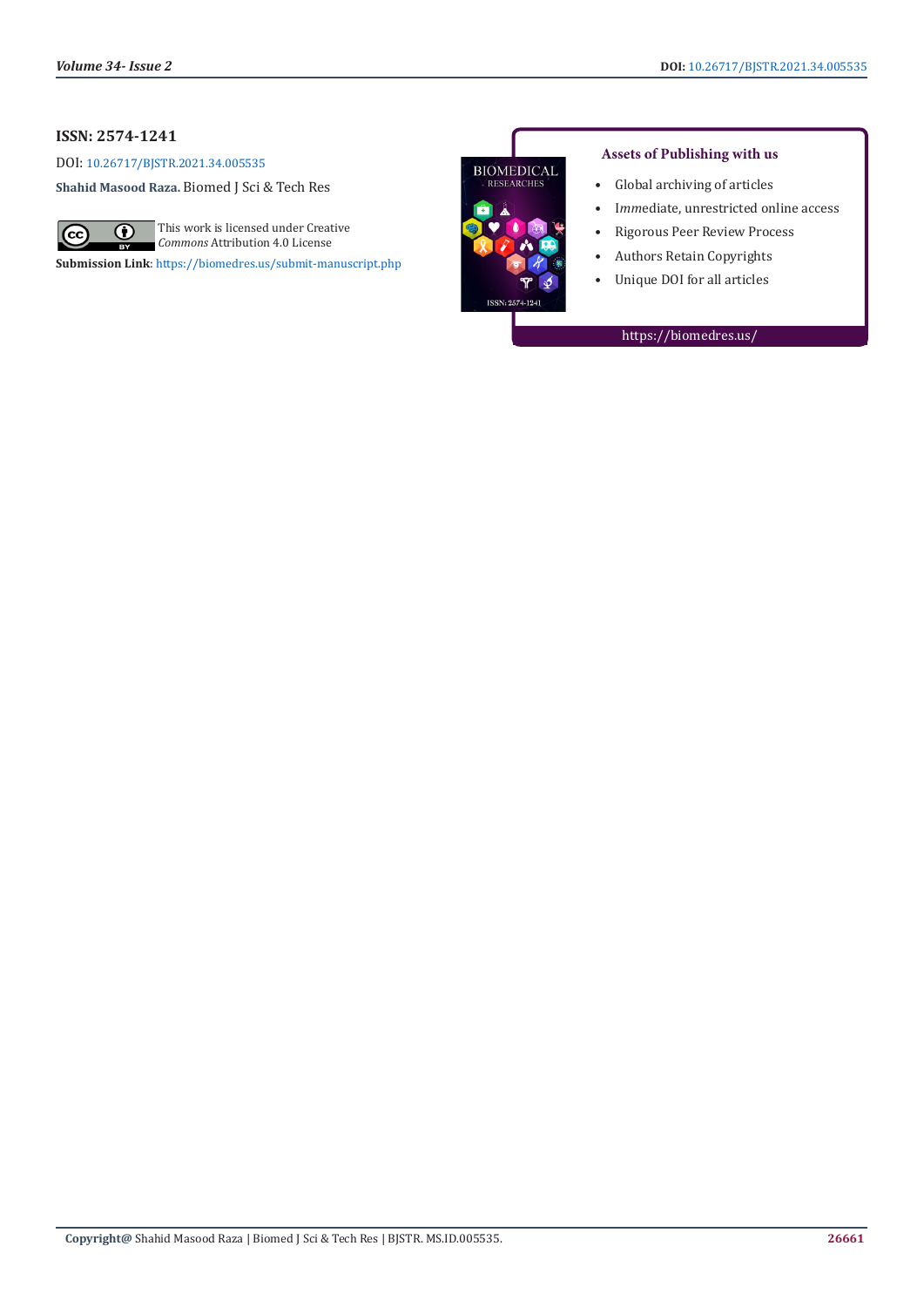**ISSN: 2574-1241**

DOI: 10.26717/BJSTR.2021.34.005535

**Shahid Masood Raza.** Biomed J Sci & Tech Res

This work is licensed under Creative *Commons* Attribution 4.0 License

**Submission Link**: https://biomedres.us/submit-manuscript.php

### Assets of Publishing with us

- Global archiving of articles
- Immediate, unrestricted online access
- Rigorous Peer Review Process
- Authors Retain Copyrights
- Unique DOI for all articles

https://biomedres.us/